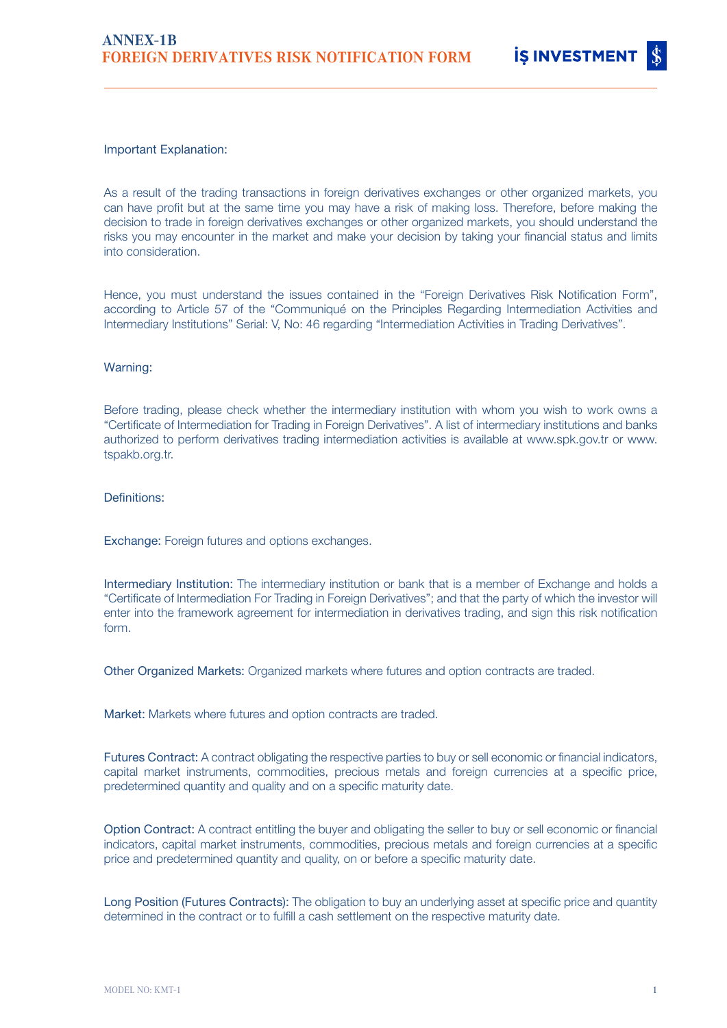# ANNEX-1B
## FOREIGN DERIVATIVES RISK NOTIFICATION FORM

İŞ INVESTMENT

Important Explanation:

As a result of the trading transactions in foreign derivatives exchanges or other organized markets, you can have profit but at the same time you may have a risk of making loss. Therefore, before making the decision to trade in foreign derivatives exchanges or other organized markets, you should understand the risks you may encounter in the market and make your decision by taking your financial status and limits into consideration.

Hence, you must understand the issues contained in the “Foreign Derivatives Risk Notification Form”, according to Article 57 of the “Communiqué on the Principles Regarding Intermediation Activities and Intermediary Institutions” Serial: V, No: 46 regarding “Intermediation Activities in Trading Derivatives”.

Warning:

Before trading, please check whether the intermediary institution with whom you wish to work owns a “Certificate of Intermediation for Trading in Foreign Derivatives”. A list of intermediary institutions and banks authorized to perform derivatives trading intermediation activities is available at www.spk.gov.tr or www.tspakb.org.tr.

Definitions:

Exchange: Foreign futures and options exchanges.

Intermediary Institution: The intermediary institution or bank that is a member of Exchange and holds a “Certificate of Intermediation For Trading in Foreign Derivatives”; and that the party of which the investor will enter into the framework agreement for intermediation in derivatives trading, and sign this risk notification form.

Other Organized Markets: Organized markets where futures and option contracts are traded.

Market: Markets where futures and option contracts are traded.

Futures Contract: A contract obligating the respective parties to buy or sell economic or financial indicators, capital market instruments, commodities, precious metals and foreign currencies at a specific price, predetermined quantity and quality and on a specific maturity date.

Option Contract: A contract entitling the buyer and obligating the seller to buy or sell economic or financial indicators, capital market instruments, commodities, precious metals and foreign currencies at a specific price and predetermined quantity and quality, on or before a specific maturity date.

Long Position (Futures Contracts): The obligation to buy an underlying asset at specific price and quantity determined in the contract or to fulfill a cash settlement on the respective maturity date.

MODEL NO: KMT-1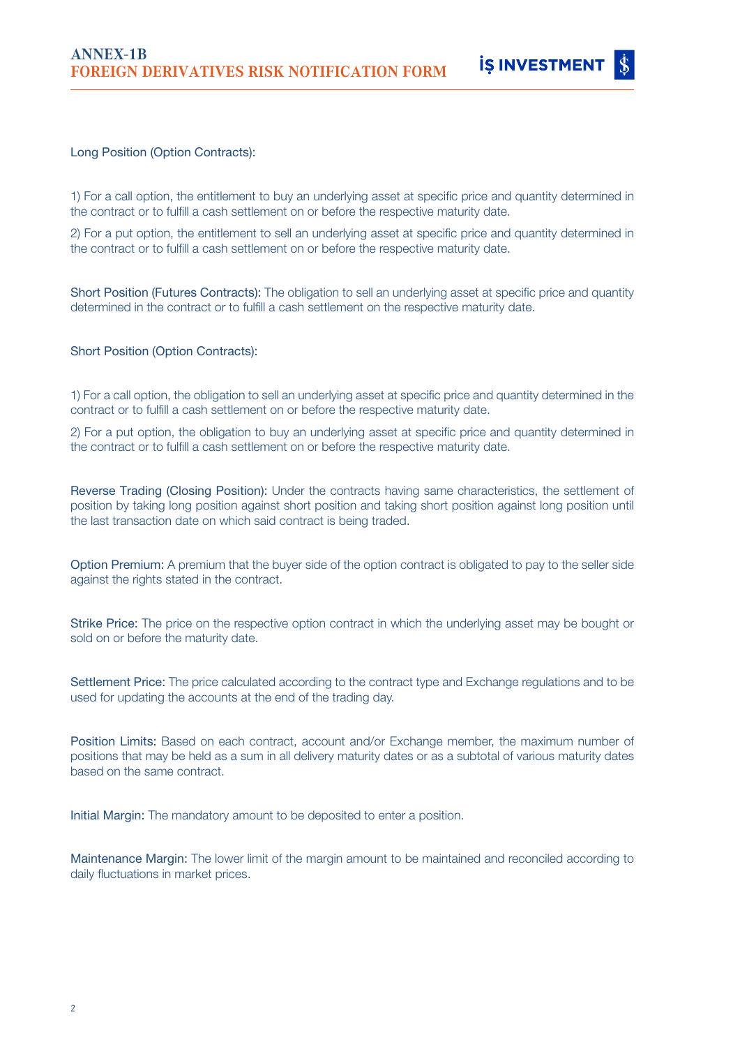Long Position (Option Contracts):

1) For a call option, the entitlement to buy an underlying asset at specific price and quantity determined in the contract or to fulfill a cash settlement on or before the respective maturity date.

2) For a put option, the entitlement to sell an underlying asset at specific price and quantity determined in the contract or to fulfill a cash settlement on or before the respective maturity date.

Short Position (Futures Contracts): The obligation to sell an underlying asset at specific price and quantity determined in the contract or to fulfill a cash settlement on the respective maturity date.

Short Position (Option Contracts):

1) For a call option, the obligation to sell an underlying asset at specific price and quantity determined in the contract or to fulfill a cash settlement on or before the respective maturity date.

2) For a put option, the obligation to buy an underlying asset at specific price and quantity determined in the contract or to fulfill a cash settlement on or before the respective maturity date.

Reverse Trading (Closing Position): Under the contracts having same characteristics, the settlement of position by taking long position against short position and taking short position against long position until the last transaction date on which said contract is being traded.

Option Premium: A premium that the buyer side of the option contract is obligated to pay to the seller side against the rights stated in the contract.

Strike Price: The price on the respective option contract in which the underlying asset may be bought or sold on or before the maturity date.

Settlement Price: The price calculated according to the contract type and Exchange regulations and to be used for updating the accounts at the end of the trading day.

Position Limits: Based on each contract, account and/or Exchange member, the maximum number of positions that may be held as a sum in all delivery maturity dates or as a subtotal of various maturity dates based on the same contract.

Initial Margin: The mandatory amount to be deposited to enter a position.

Maintenance Margin: The lower limit of the margin amount to be maintained and reconciled according to daily fluctuations in market prices.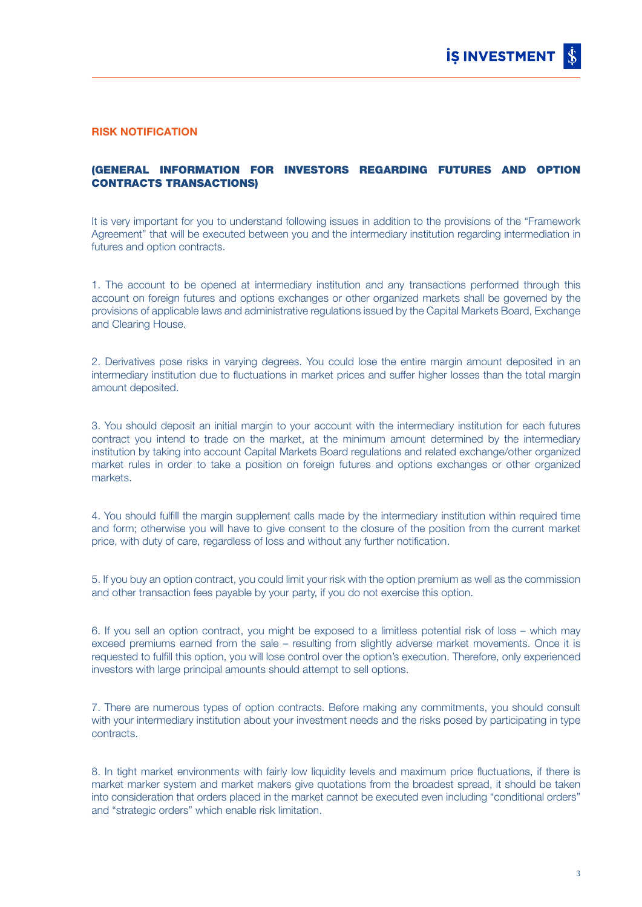## RISK NOTIFICATION

### (GENERAL INFORMATION FOR INVESTORS REGARDING FUTURES AND OPTION CONTRACTS TRANSACTIONS)

It is very important for you to understand following issues in addition to the provisions of the "Framework Agreement" that will be executed between you and the intermediary institution regarding intermediation in futures and option contracts.

1. The account to be opened at intermediary institution and any transactions performed through this account on foreign futures and options exchanges or other organized markets shall be governed by the provisions of applicable laws and administrative regulations issued by the Capital Markets Board, Exchange and Clearing House.

2. Derivatives pose risks in varying degrees. You could lose the entire margin amount deposited in an intermediary institution due to fluctuations in market prices and suffer higher losses than the total margin amount deposited.

3. You should deposit an initial margin to your account with the intermediary institution for each futures contract you intend to trade on the market, at the minimum amount determined by the intermediary institution by taking into account Capital Markets Board regulations and related exchange/other organized market rules in order to take a position on foreign futures and options exchanges or other organized markets.

4. You should fulfill the margin supplement calls made by the intermediary institution within required time and form; otherwise you will have to give consent to the closure of the position from the current market price, with duty of care, regardless of loss and without any further notification.

5. If you buy an option contract, you could limit your risk with the option premium as well as the commission and other transaction fees payable by your party, if you do not exercise this option.

6. If you sell an option contract, you might be exposed to a limitless potential risk of loss – which may exceed premiums earned from the sale – resulting from slightly adverse market movements. Once it is requested to fulfill this option, you will lose control over the option's execution. Therefore, only experienced investors with large principal amounts should attempt to sell options.

7. There are numerous types of option contracts. Before making any commitments, you should consult with your intermediary institution about your investment needs and the risks posed by participating in type contracts.

8. In tight market environments with fairly low liquidity levels and maximum price fluctuations, if there is market marker system and market makers give quotations from the broadest spread, it should be taken into consideration that orders placed in the market cannot be executed even including "conditional orders" and "strategic orders" which enable risk limitation.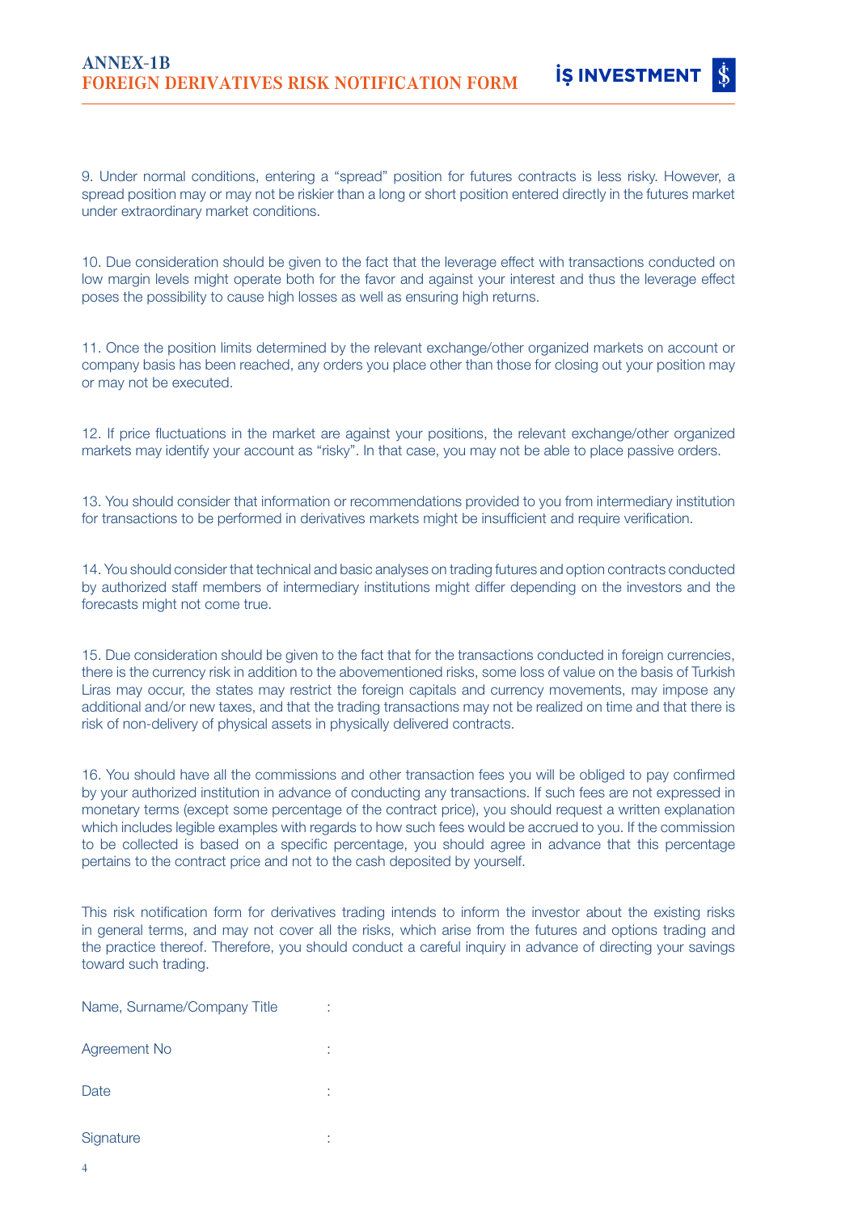9. Under normal conditions, entering a "spread" position for futures contracts is less risky. However, a spread position may or may not be riskier than a long or short position entered directly in the futures market under extraordinary market conditions.

10. Due consideration should be given to the fact that the leverage effect with transactions conducted on low margin levels might operate both for the favor and against your interest and thus the leverage effect poses the possibility to cause high losses as well as ensuring high returns.

11. Once the position limits determined by the relevant exchange/other organized markets on account or company basis has been reached, any orders you place other than those for closing out your position may or may not be executed.

12. If price fluctuations in the market are against your positions, the relevant exchange/other organized markets may identify your account as "risky". In that case, you may not be able to place passive orders.

13. You should consider that information or recommendations provided to you from intermediary institution for transactions to be performed in derivatives markets might be insufficient and require verification.

14. You should consider that technical and basic analyses on trading futures and option contracts conducted by authorized staff members of intermediary institutions might differ depending on the investors and the forecasts might not come true.

15. Due consideration should be given to the fact that for the transactions conducted in foreign currencies, there is the currency risk in addition to the abovementioned risks, some loss of value on the basis of Turkish Liras may occur, the states may restrict the foreign capitals and currency movements, may impose any additional and/or new taxes, and that the trading transactions may not be realized on time and that there is risk of non-delivery of physical assets in physically delivered contracts.

16. You should have all the commissions and other transaction fees you will be obliged to pay confirmed by your authorized institution in advance of conducting any transactions. If such fees are not expressed in monetary terms (except some percentage of the contract price), you should request a written explanation which includes legible examples with regards to how such fees would be accrued to you. If the commission to be collected is based on a specific percentage, you should agree in advance that this percentage pertains to the contract price and not to the cash deposited by yourself.

This risk notification form for derivatives trading intends to inform the investor about the existing risks in general terms, and may not cover all the risks, which arise from the futures and options trading and the practice thereof. Therefore, you should conduct a careful inquiry in advance of directing your savings toward such trading.

Name, Surname/Company Title :

Agreement No :

Date :

Signature :